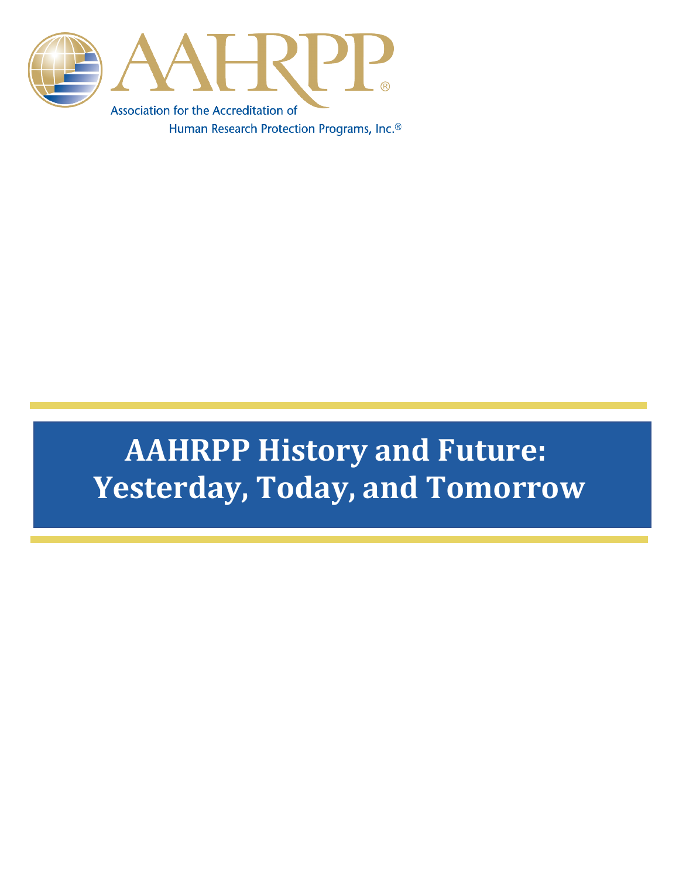AAHRPP®

Association for the Accreditation of Human Research Protection Programs, Inc.®

# AAHRPP History and Future: Yesterday, Today, and Tomorrow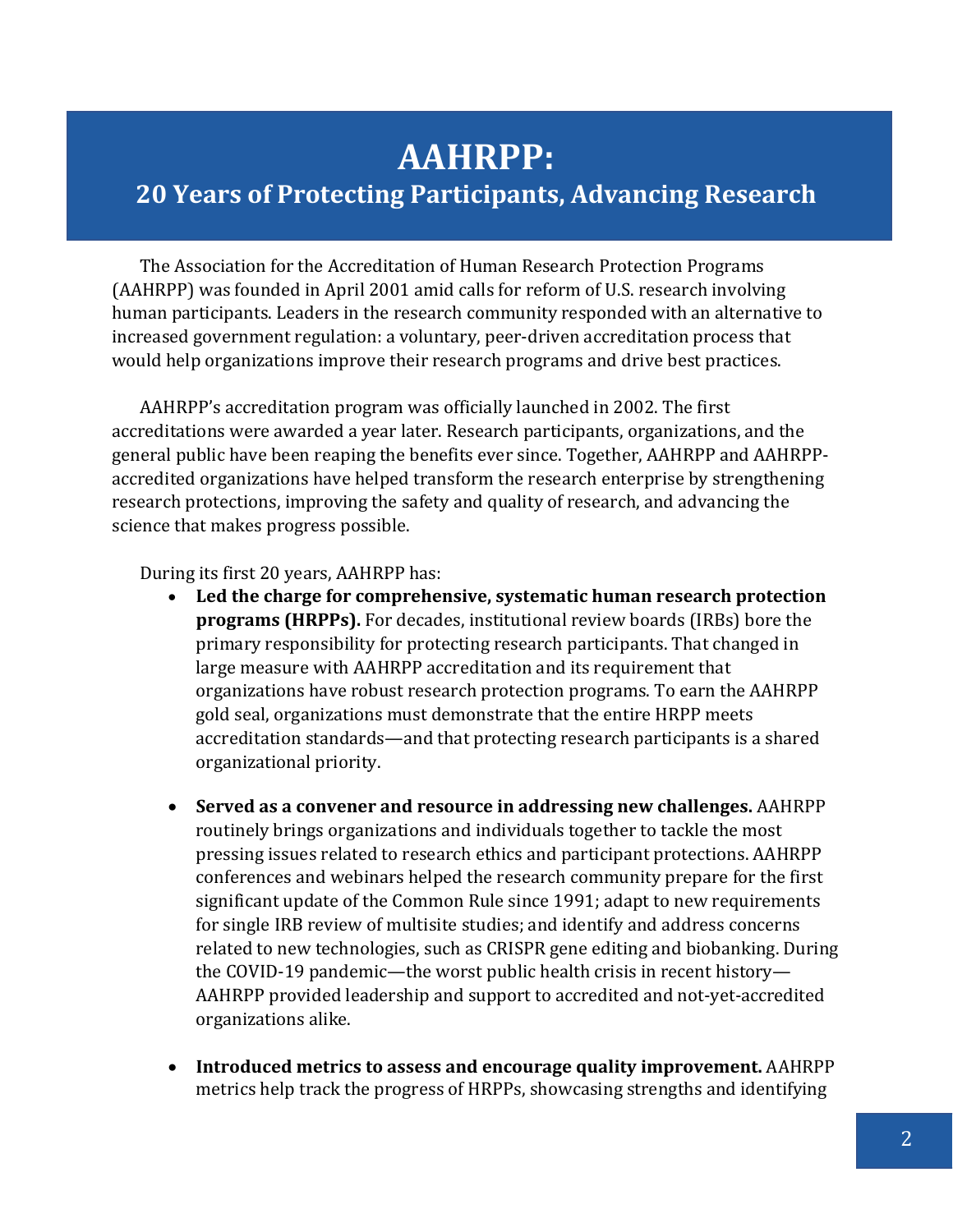# AAHRPP:

## 20 Years of Protecting Participants, Advancing Research

The Association for the Accreditation of Human Research Protection Programs (AAHRPP) was founded in April 2001 amid calls for reform of U.S. research involving human participants. Leaders in the research community responded with an alternative to increased government regulation: a voluntary, peer-driven accreditation process that would help organizations improve their research programs and drive best practices.

AAHRPP's accreditation program was officially launched in 2002. The first accreditations were awarded a year later. Research participants, organizations, and the general public have been reaping the benefits ever since. Together, AAHRPP and AAHRPP-accredited organizations have helped transform the research enterprise by strengthening research protections, improving the safety and quality of research, and advancing the science that makes progress possible.

During its first 20 years, AAHRPP has:

- **Led the charge for comprehensive, systematic human research protection programs (HRPPs).** For decades, institutional review boards (IRBs) bore the primary responsibility for protecting research participants. That changed in large measure with AAHRPP accreditation and its requirement that organizations have robust research protection programs. To earn the AAHRPP gold seal, organizations must demonstrate that the entire HRPP meets accreditation standards—and that protecting research participants is a shared organizational priority.

- **Served as a convener and resource in addressing new challenges.** AAHRPP routinely brings organizations and individuals together to tackle the most pressing issues related to research ethics and participant protections. AAHRPP conferences and webinars helped the research community prepare for the first significant update of the Common Rule since 1991; adapt to new requirements for single IRB review of multisite studies; and identify and address concerns related to new technologies, such as CRISPR gene editing and biobanking. During the COVID-19 pandemic—the worst public health crisis in recent history—AAHRPP provided leadership and support to accredited and not-yet-accredited organizations alike.

- **Introduced metrics to assess and encourage quality improvement.** AAHRPP metrics help track the progress of HRPPs, showcasing strengths and identifying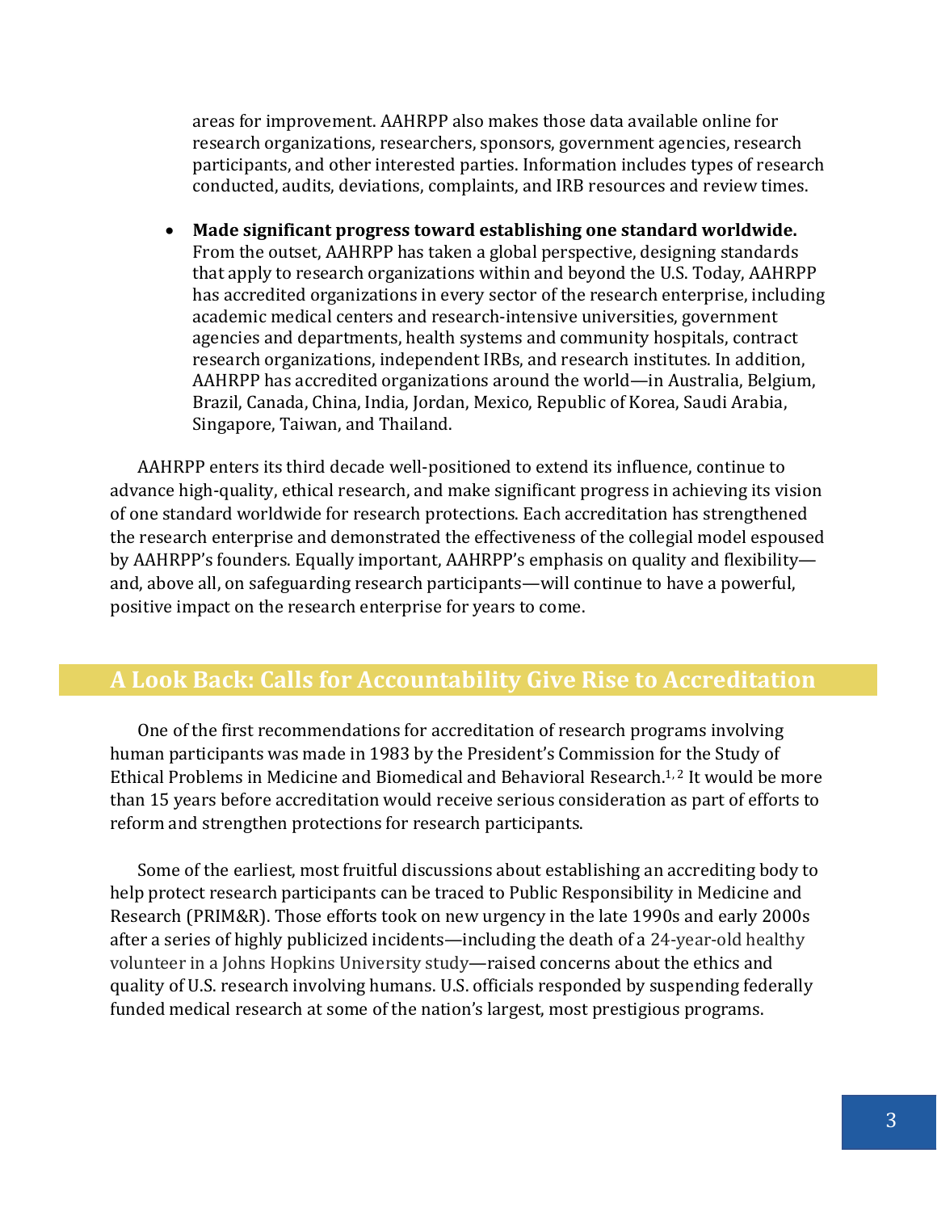areas for improvement. AAHRPP also makes those data available online for research organizations, researchers, sponsors, government agencies, research participants, and other interested parties. Information includes types of research conducted, audits, deviations, complaints, and IRB resources and review times.

- **Made significant progress toward establishing one standard worldwide.** From the outset, AAHRPP has taken a global perspective, designing standards that apply to research organizations within and beyond the U.S. Today, AAHRPP has accredited organizations in every sector of the research enterprise, including academic medical centers and research-intensive universities, government agencies and departments, health systems and community hospitals, contract research organizations, independent IRBs, and research institutes. In addition, AAHRPP has accredited organizations around the world—in Australia, Belgium, Brazil, Canada, China, India, Jordan, Mexico, Republic of Korea, Saudi Arabia, Singapore, Taiwan, and Thailand.

AAHRPP enters its third decade well-positioned to extend its influence, continue to advance high-quality, ethical research, and make significant progress in achieving its vision of one standard worldwide for research protections. Each accreditation has strengthened the research enterprise and demonstrated the effectiveness of the collegial model espoused by AAHRPP's founders. Equally important, AAHRPP's emphasis on quality and flexibility—and, above all, on safeguarding research participants—will continue to have a powerful, positive impact on the research enterprise for years to come.

## A Look Back: Calls for Accountability Give Rise to Accreditation

One of the first recommendations for accreditation of research programs involving human participants was made in 1983 by the President's Commission for the Study of Ethical Problems in Medicine and Biomedical and Behavioral Research.[1, 2] It would be more than 15 years before accreditation would receive serious consideration as part of efforts to reform and strengthen protections for research participants.

Some of the earliest, most fruitful discussions about establishing an accrediting body to help protect research participants can be traced to Public Responsibility in Medicine and Research (PRIM&R). Those efforts took on new urgency in the late 1990s and early 2000s after a series of highly publicized incidents—including the death of a 24-year-old healthy volunteer in a Johns Hopkins University study—raised concerns about the ethics and quality of U.S. research involving humans. U.S. officials responded by suspending federally funded medical research at some of the nation's largest, most prestigious programs.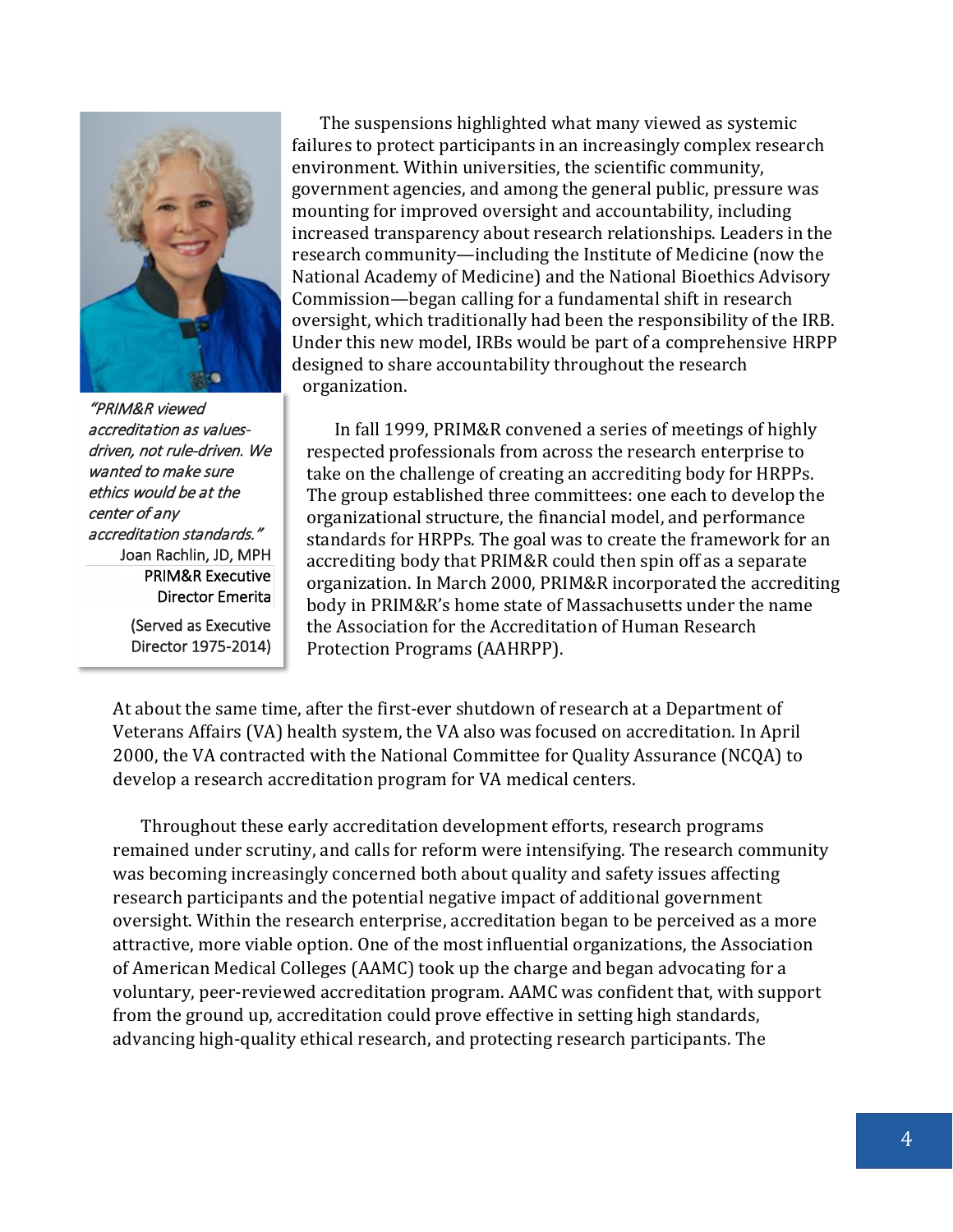The suspensions highlighted what many viewed as systemic failures to protect participants in an increasingly complex research environment. Within universities, the scientific community, government agencies, and among the general public, pressure was mounting for improved oversight and accountability, including increased transparency about research relationships. Leaders in the research community—including the Institute of Medicine (now the National Academy of Medicine) and the National Bioethics Advisory Commission—began calling for a fundamental shift in research oversight, which traditionally had been the responsibility of the IRB. Under this new model, IRBs would be part of a comprehensive HRPP designed to share accountability throughout the research organization.

> *"PRIM&R viewed accreditation as values-driven, not rule-driven. We wanted to make sure ethics would be at the center of any accreditation standards."*
> Joan Rachlin, JD, MPH
> PRIM&R Executive Director Emerita
> (Served as Executive Director 1975-2014)

In fall 1999, PRIM&R convened a series of meetings of highly respected professionals from across the research enterprise to take on the challenge of creating an accrediting body for HRPPs. The group established three committees: one each to develop the organizational structure, the financial model, and performance standards for HRPPs. The goal was to create the framework for an accrediting body that PRIM&R could then spin off as a separate organization. In March 2000, PRIM&R incorporated the accrediting body in PRIM&R's home state of Massachusetts under the name the Association for the Accreditation of Human Research Protection Programs (AAHRPP).

At about the same time, after the first-ever shutdown of research at a Department of Veterans Affairs (VA) health system, the VA also was focused on accreditation. In April 2000, the VA contracted with the National Committee for Quality Assurance (NCQA) to develop a research accreditation program for VA medical centers.

Throughout these early accreditation development efforts, research programs remained under scrutiny, and calls for reform were intensifying. The research community was becoming increasingly concerned both about quality and safety issues affecting research participants and the potential negative impact of additional government oversight. Within the research enterprise, accreditation began to be perceived as a more attractive, more viable option. One of the most influential organizations, the Association of American Medical Colleges (AAMC) took up the charge and began advocating for a voluntary, peer-reviewed accreditation program. AAMC was confident that, with support from the ground up, accreditation could prove effective in setting high standards, advancing high-quality ethical research, and protecting research participants. The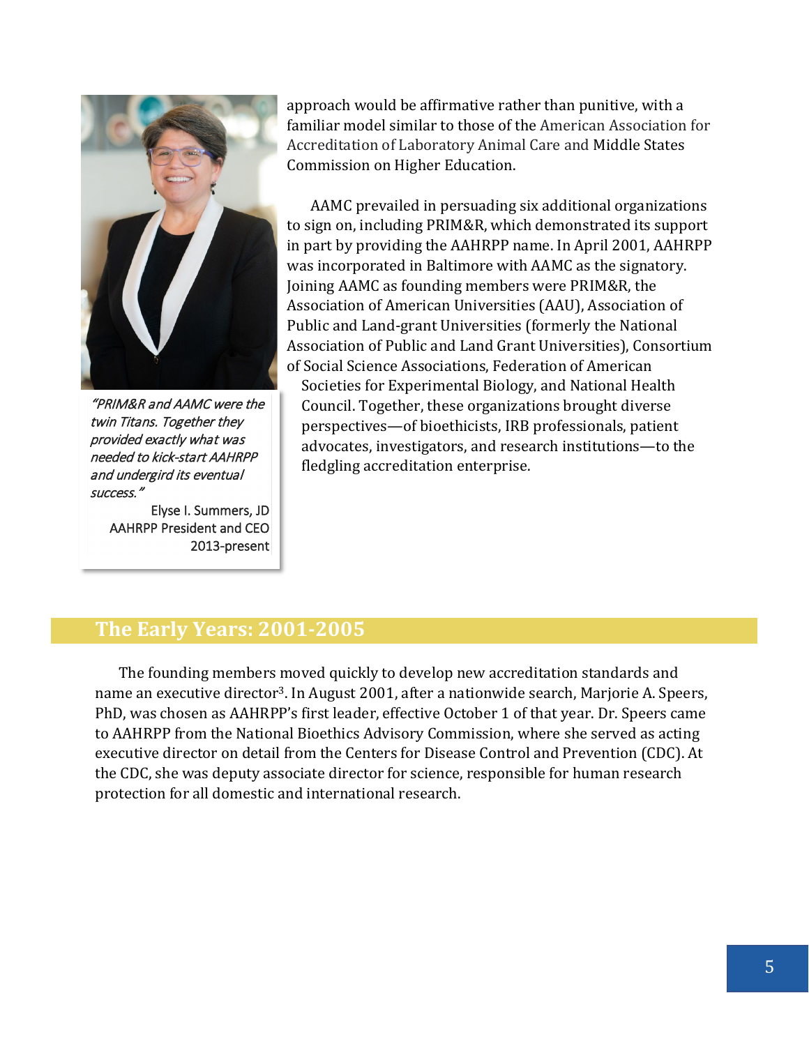approach would be affirmative rather than punitive, with a familiar model similar to those of the American Association for Accreditation of Laboratory Animal Care and Middle States Commission on Higher Education.

AAMC prevailed in persuading six additional organizations to sign on, including PRIM&R, which demonstrated its support in part by providing the AAHRPP name. In April 2001, AAHRPP was incorporated in Baltimore with AAMC as the signatory. Joining AAMC as founding members were PRIM&R, the Association of American Universities (AAU), Association of Public and Land-grant Universities (formerly the National Association of Public and Land Grant Universities), Consortium of Social Science Associations, Federation of American Societies for Experimental Biology, and National Health Council. Together, these organizations brought diverse perspectives—of bioethicists, IRB professionals, patient advocates, investigators, and research institutions—to the fledgling accreditation enterprise.

> *"PRIM&R and AAMC were the twin Titans. Together they provided exactly what was needed to kick-start AAHRPP and undergird its eventual success."*
>
> Elyse I. Summers, JD
> AAHRPP President and CEO
> 2013-present

## The Early Years: 2001-2005

The founding members moved quickly to develop new accreditation standards and name an executive director[3]. In August 2001, after a nationwide search, Marjorie A. Speers, PhD, was chosen as AAHRPP's first leader, effective October 1 of that year. Dr. Speers came to AAHRPP from the National Bioethics Advisory Commission, where she served as acting executive director on detail from the Centers for Disease Control and Prevention (CDC). At the CDC, she was deputy associate director for science, responsible for human research protection for all domestic and international research.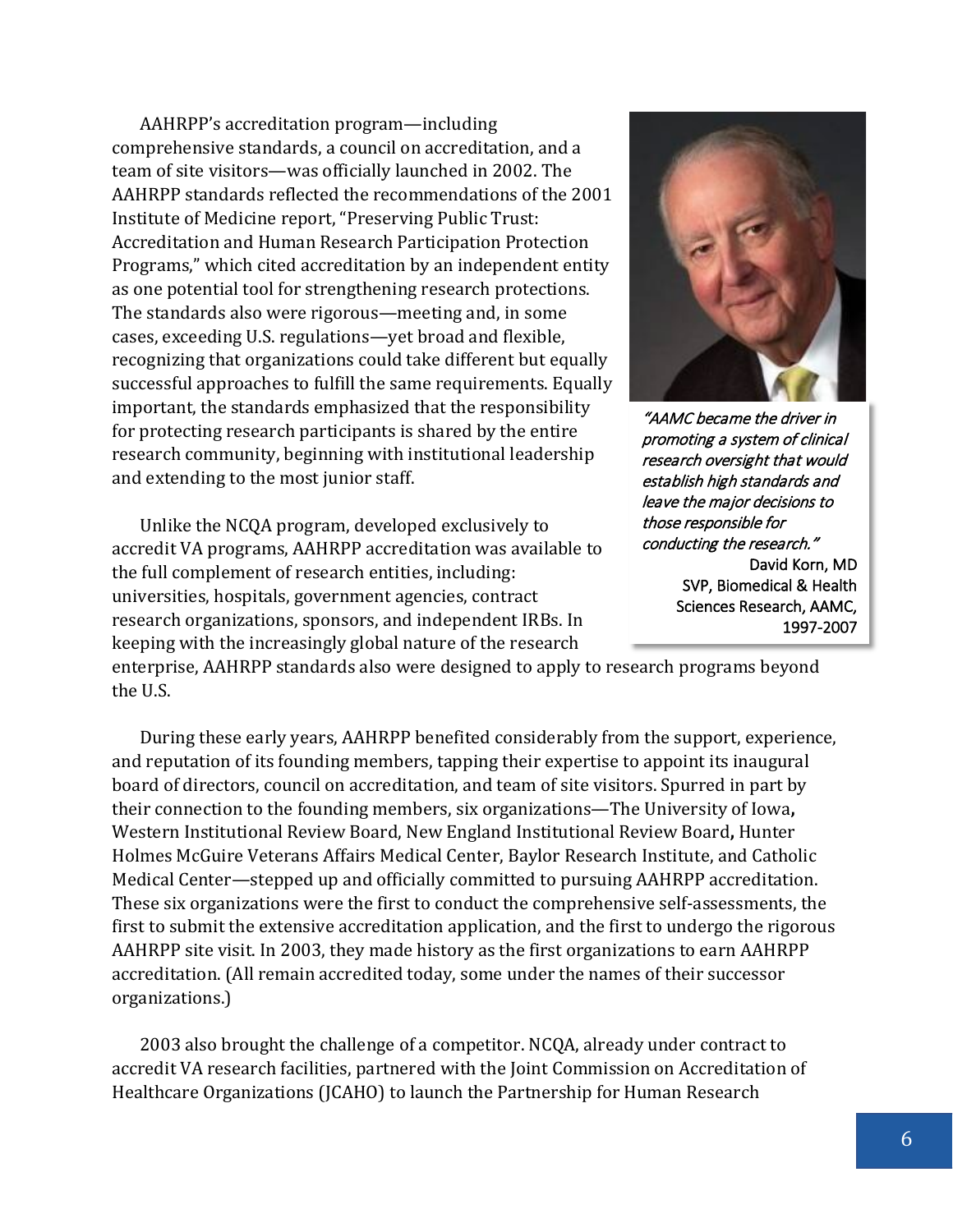AAHRPP's accreditation program—including comprehensive standards, a council on accreditation, and a team of site visitors—was officially launched in 2002. The AAHRPP standards reflected the recommendations of the 2001 Institute of Medicine report, "Preserving Public Trust: Accreditation and Human Research Participation Protection Programs," which cited accreditation by an independent entity as one potential tool for strengthening research protections. The standards also were rigorous—meeting and, in some cases, exceeding U.S. regulations—yet broad and flexible, recognizing that organizations could take different but equally successful approaches to fulfill the same requirements. Equally important, the standards emphasized that the responsibility for protecting research participants is shared by the entire research community, beginning with institutional leadership and extending to the most junior staff.

*"AAMC became the driver in promoting a system of clinical research oversight that would establish high standards and leave the major decisions to those responsible for conducting the research."*
David Korn, MD
SVP, Biomedical & Health Sciences Research, AAMC, 1997-2007

Unlike the NCQA program, developed exclusively to accredit VA programs, AAHRPP accreditation was available to the full complement of research entities, including: universities, hospitals, government agencies, contract research organizations, sponsors, and independent IRBs. In keeping with the increasingly global nature of the research enterprise, AAHRPP standards also were designed to apply to research programs beyond the U.S.

During these early years, AAHRPP benefited considerably from the support, experience, and reputation of its founding members, tapping their expertise to appoint its inaugural board of directors, council on accreditation, and team of site visitors. Spurred in part by their connection to the founding members, six organizations—The University of Iowa, Western Institutional Review Board, New England Institutional Review Board, Hunter Holmes McGuire Veterans Affairs Medical Center, Baylor Research Institute, and Catholic Medical Center—stepped up and officially committed to pursuing AAHRPP accreditation. These six organizations were the first to conduct the comprehensive self-assessments, the first to submit the extensive accreditation application, and the first to undergo the rigorous AAHRPP site visit. In 2003, they made history as the first organizations to earn AAHRPP accreditation. (All remain accredited today, some under the names of their successor organizations.)

2003 also brought the challenge of a competitor. NCQA, already under contract to accredit VA research facilities, partnered with the Joint Commission on Accreditation of Healthcare Organizations (JCAHO) to launch the Partnership for Human Research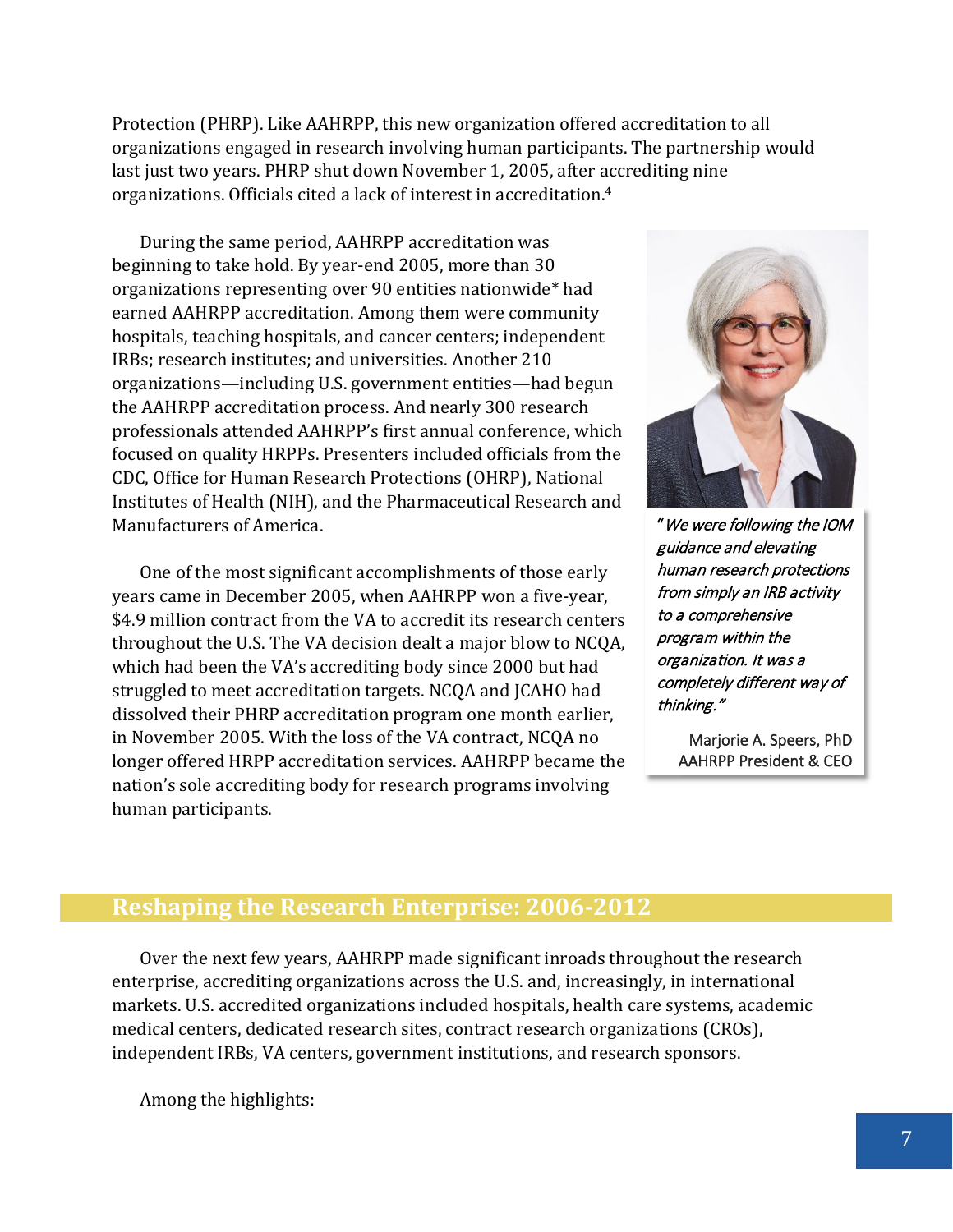Protection (PHRP). Like AAHRPP, this new organization offered accreditation to all organizations engaged in research involving human participants. The partnership would last just two years. PHRP shut down November 1, 2005, after accrediting nine organizations. Officials cited a lack of interest in accreditation.[4]

During the same period, AAHRPP accreditation was beginning to take hold. By year-end 2005, more than 30 organizations representing over 90 entities nationwide* had earned AAHRPP accreditation. Among them were community hospitals, teaching hospitals, and cancer centers; independent IRBs; research institutes; and universities. Another 210 organizations—including U.S. government entities—had begun the AAHRPP accreditation process. And nearly 300 research professionals attended AAHRPP's first annual conference, which focused on quality HRPPs. Presenters included officials from the CDC, Office for Human Research Protections (OHRP), National Institutes of Health (NIH), and the Pharmaceutical Research and Manufacturers of America.

*"We were following the IOM guidance and elevating human research protections from simply an IRB activity to a comprehensive program within the organization. It was a completely different way of thinking."*

Marjorie A. Speers, PhD
AAHRPP President & CEO

One of the most significant accomplishments of those early years came in December 2005, when AAHRPP won a five-year, $4.9 million contract from the VA to accredit its research centers throughout the U.S. The VA decision dealt a major blow to NCQA, which had been the VA's accrediting body since 2000 but had struggled to meet accreditation targets. NCQA and JCAHO had dissolved their PHRP accreditation program one month earlier, in November 2005. With the loss of the VA contract, NCQA no longer offered HRPP accreditation services. AAHRPP became the nation's sole accrediting body for research programs involving human participants.

## Reshaping the Research Enterprise: 2006-2012

Over the next few years, AAHRPP made significant inroads throughout the research enterprise, accrediting organizations across the U.S. and, increasingly, in international markets. U.S. accredited organizations included hospitals, health care systems, academic medical centers, dedicated research sites, contract research organizations (CROs), independent IRBs, VA centers, government institutions, and research sponsors.

Among the highlights: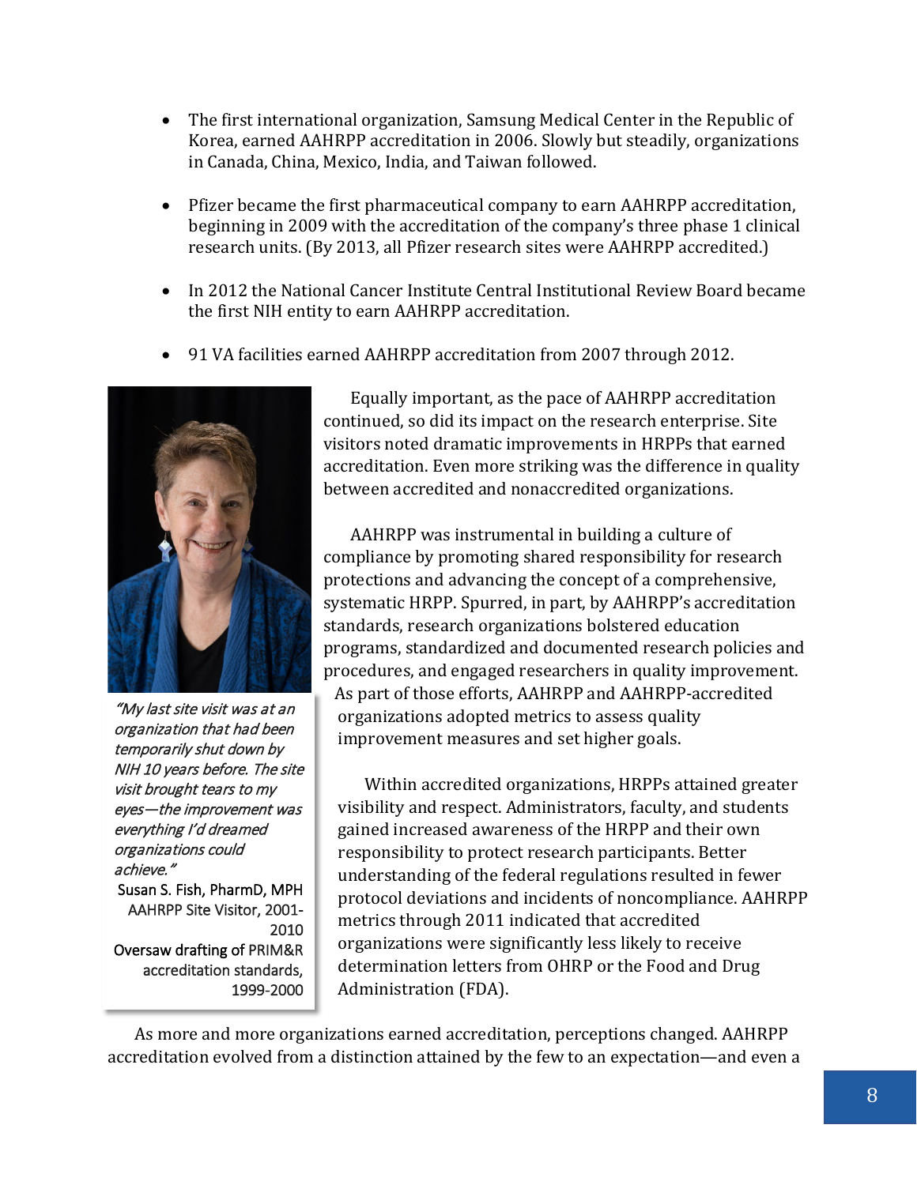- The first international organization, Samsung Medical Center in the Republic of Korea, earned AAHRPP accreditation in 2006. Slowly but steadily, organizations in Canada, China, Mexico, India, and Taiwan followed.

- Pfizer became the first pharmaceutical company to earn AAHRPP accreditation, beginning in 2009 with the accreditation of the company's three phase 1 clinical research units. (By 2013, all Pfizer research sites were AAHRPP accredited.)

- In 2012 the National Cancer Institute Central Institutional Review Board became the first NIH entity to earn AAHRPP accreditation.

- 91 VA facilities earned AAHRPP accreditation from 2007 through 2012.

Equally important, as the pace of AAHRPP accreditation continued, so did its impact on the research enterprise. Site visitors noted dramatic improvements in HRPPs that earned accreditation. Even more striking was the difference in quality between accredited and nonaccredited organizations.

AAHRPP was instrumental in building a culture of compliance by promoting shared responsibility for research protections and advancing the concept of a comprehensive, systematic HRPP. Spurred, in part, by AAHRPP's accreditation standards, research organizations bolstered education programs, standardized and documented research policies and procedures, and engaged researchers in quality improvement. As part of those efforts, AAHRPP and AAHRPP-accredited organizations adopted metrics to assess quality improvement measures and set higher goals.

Within accredited organizations, HRPPs attained greater visibility and respect. Administrators, faculty, and students gained increased awareness of the HRPP and their own responsibility to protect research participants. Better understanding of the federal regulations resulted in fewer protocol deviations and incidents of noncompliance. AAHRPP metrics through 2011 indicated that accredited organizations were significantly less likely to receive determination letters from OHRP or the Food and Drug Administration (FDA).

> *"My last site visit was at an organization that had been temporarily shut down by NIH 10 years before. The site visit brought tears to my eyes—the improvement was everything I'd dreamed organizations could achieve."*
>
> Susan S. Fish, PharmD, MPH
> AAHRPP Site Visitor, 2001-2010
> Oversaw drafting of PRIM&R accreditation standards, 1999-2000

As more and more organizations earned accreditation, perceptions changed. AAHRPP accreditation evolved from a distinction attained by the few to an expectation—and even a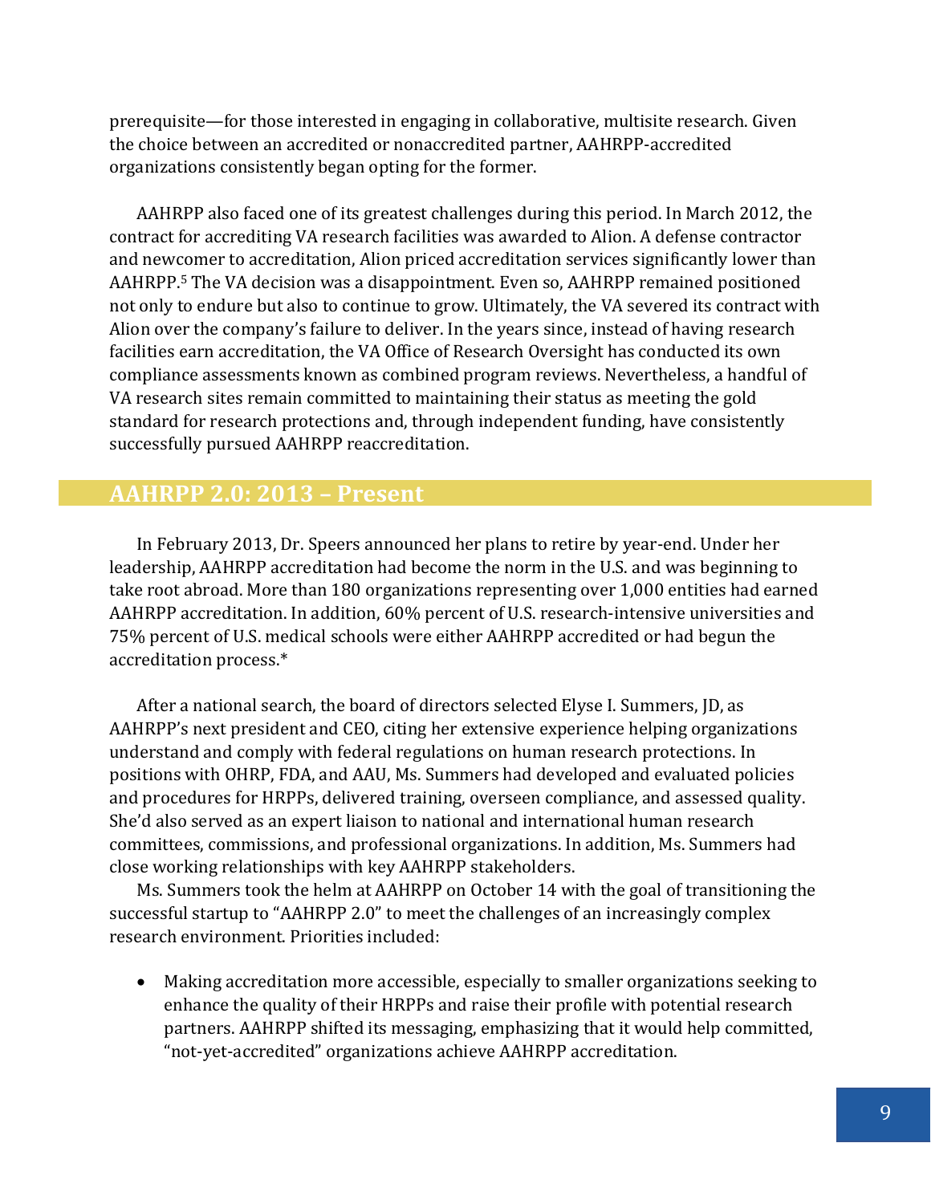prerequisite—for those interested in engaging in collaborative, multisite research. Given the choice between an accredited or nonaccredited partner, AAHRPP-accredited organizations consistently began opting for the former.

AAHRPP also faced one of its greatest challenges during this period. In March 2012, the contract for accrediting VA research facilities was awarded to Alion. A defense contractor and newcomer to accreditation, Alion priced accreditation services significantly lower than AAHRPP.[5] The VA decision was a disappointment. Even so, AAHRPP remained positioned not only to endure but also to continue to grow. Ultimately, the VA severed its contract with Alion over the company's failure to deliver. In the years since, instead of having research facilities earn accreditation, the VA Office of Research Oversight has conducted its own compliance assessments known as combined program reviews. Nevertheless, a handful of VA research sites remain committed to maintaining their status as meeting the gold standard for research protections and, through independent funding, have consistently successfully pursued AAHRPP reaccreditation.

## AAHRPP 2.0: 2013 – Present

In February 2013, Dr. Speers announced her plans to retire by year-end. Under her leadership, AAHRPP accreditation had become the norm in the U.S. and was beginning to take root abroad. More than 180 organizations representing over 1,000 entities had earned AAHRPP accreditation. In addition, 60% percent of U.S. research-intensive universities and 75% percent of U.S. medical schools were either AAHRPP accredited or had begun the accreditation process.*

After a national search, the board of directors selected Elyse I. Summers, JD, as AAHRPP's next president and CEO, citing her extensive experience helping organizations understand and comply with federal regulations on human research protections. In positions with OHRP, FDA, and AAU, Ms. Summers had developed and evaluated policies and procedures for HRPPs, delivered training, overseen compliance, and assessed quality. She'd also served as an expert liaison to national and international human research committees, commissions, and professional organizations. In addition, Ms. Summers had close working relationships with key AAHRPP stakeholders.

Ms. Summers took the helm at AAHRPP on October 14 with the goal of transitioning the successful startup to "AAHRPP 2.0" to meet the challenges of an increasingly complex research environment. Priorities included:

- Making accreditation more accessible, especially to smaller organizations seeking to enhance the quality of their HRPPs and raise their profile with potential research partners. AAHRPP shifted its messaging, emphasizing that it would help committed, "not-yet-accredited" organizations achieve AAHRPP accreditation.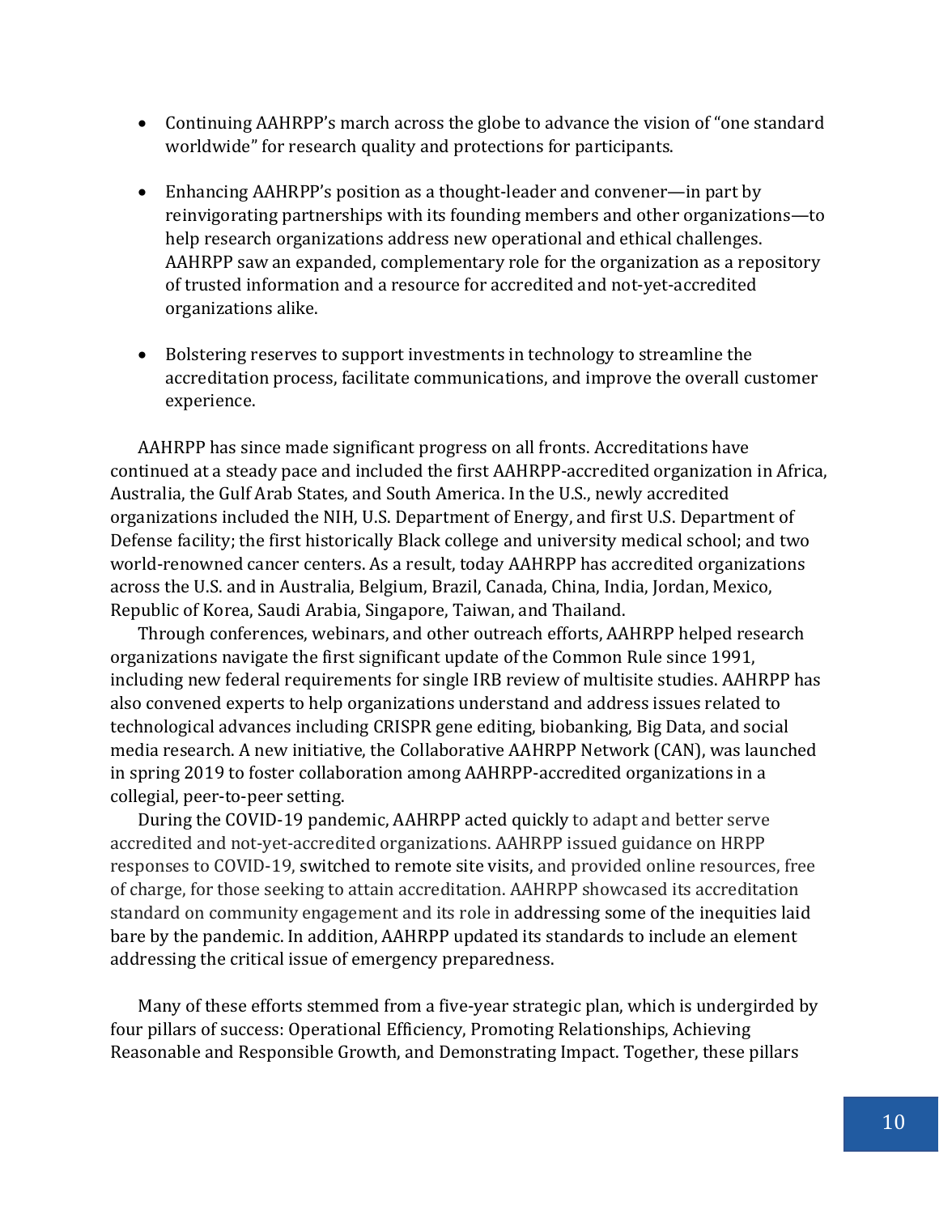- Continuing AAHRPP's march across the globe to advance the vision of "one standard worldwide" for research quality and protections for participants.

- Enhancing AAHRPP's position as a thought-leader and convener—in part by reinvigorating partnerships with its founding members and other organizations—to help research organizations address new operational and ethical challenges. AAHRPP saw an expanded, complementary role for the organization as a repository of trusted information and a resource for accredited and not-yet-accredited organizations alike.

- Bolstering reserves to support investments in technology to streamline the accreditation process, facilitate communications, and improve the overall customer experience.

AAHRPP has since made significant progress on all fronts. Accreditations have continued at a steady pace and included the first AAHRPP-accredited organization in Africa, Australia, the Gulf Arab States, and South America. In the U.S., newly accredited organizations included the NIH, U.S. Department of Energy, and first U.S. Department of Defense facility; the first historically Black college and university medical school; and two world-renowned cancer centers. As a result, today AAHRPP has accredited organizations across the U.S. and in Australia, Belgium, Brazil, Canada, China, India, Jordan, Mexico, Republic of Korea, Saudi Arabia, Singapore, Taiwan, and Thailand.

Through conferences, webinars, and other outreach efforts, AAHRPP helped research organizations navigate the first significant update of the Common Rule since 1991, including new federal requirements for single IRB review of multisite studies. AAHRPP has also convened experts to help organizations understand and address issues related to technological advances including CRISPR gene editing, biobanking, Big Data, and social media research. A new initiative, the Collaborative AAHRPP Network (CAN), was launched in spring 2019 to foster collaboration among AAHRPP-accredited organizations in a collegial, peer-to-peer setting.

During the COVID-19 pandemic, AAHRPP acted quickly to adapt and better serve accredited and not-yet-accredited organizations. AAHRPP issued guidance on HRPP responses to COVID-19, switched to remote site visits, and provided online resources, free of charge, for those seeking to attain accreditation. AAHRPP showcased its accreditation standard on community engagement and its role in addressing some of the inequities laid bare by the pandemic. In addition, AAHRPP updated its standards to include an element addressing the critical issue of emergency preparedness.

Many of these efforts stemmed from a five-year strategic plan, which is undergirded by four pillars of success: Operational Efficiency, Promoting Relationships, Achieving Reasonable and Responsible Growth, and Demonstrating Impact. Together, these pillars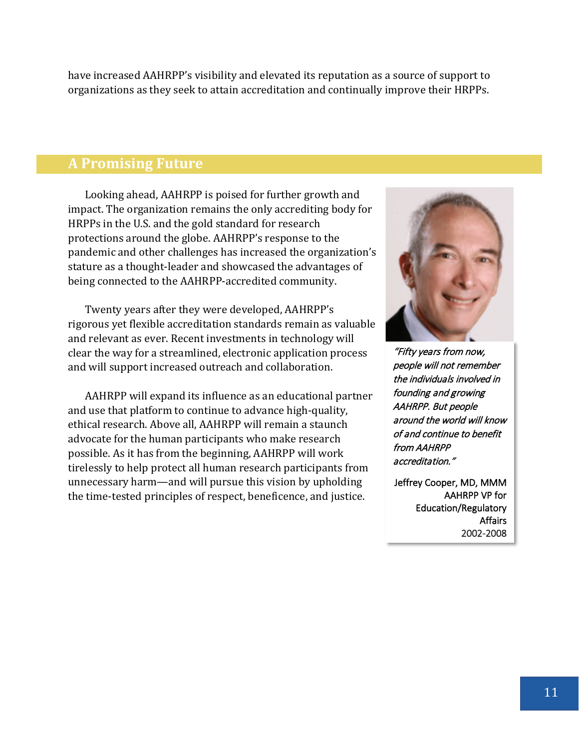have increased AAHRPP's visibility and elevated its reputation as a source of support to organizations as they seek to attain accreditation and continually improve their HRPPs.

## A Promising Future

Looking ahead, AAHRPP is poised for further growth and impact. The organization remains the only accrediting body for HRPPs in the U.S. and the gold standard for research protections around the globe. AAHRPP's response to the pandemic and other challenges has increased the organization's stature as a thought-leader and showcased the advantages of being connected to the AAHRPP-accredited community.

Twenty years after they were developed, AAHRPP's rigorous yet flexible accreditation standards remain as valuable and relevant as ever. Recent investments in technology will clear the way for a streamlined, electronic application process and will support increased outreach and collaboration.

AAHRPP will expand its influence as an educational partner and use that platform to continue to advance high-quality, ethical research. Above all, AAHRPP will remain a staunch advocate for the human participants who make research possible. As it has from the beginning, AAHRPP will work tirelessly to help protect all human research participants from unnecessary harm—and will pursue this vision by upholding the time-tested principles of respect, beneficence, and justice.

*"Fifty years from now, people will not remember the individuals involved in founding and growing AAHRPP. But people around the world will know of and continue to benefit from AAHRPP accreditation."*

Jeffrey Cooper, MD, MMM
AAHRPP VP for Education/Regulatory Affairs
2002-2008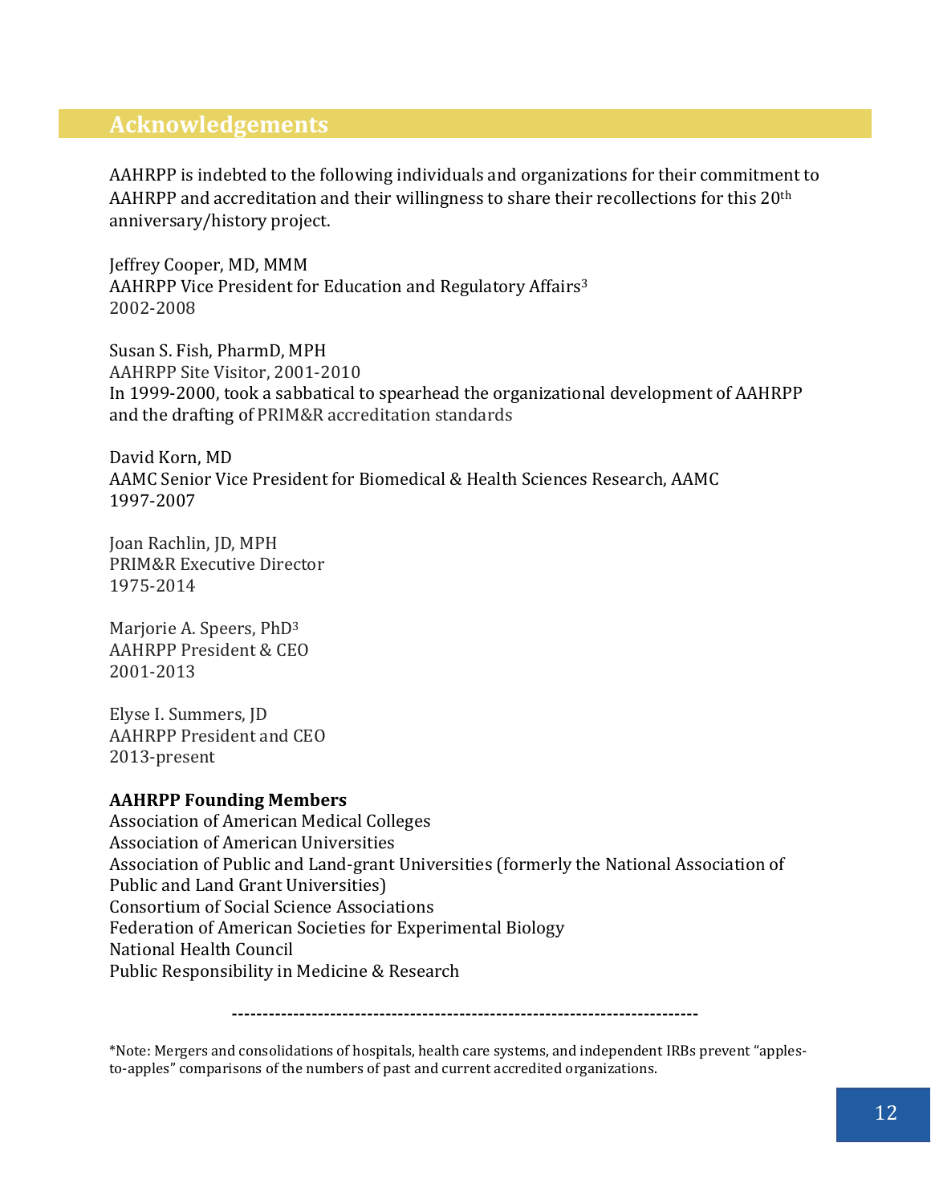## Acknowledgements

AAHRPP is indebted to the following individuals and organizations for their commitment to AAHRPP and accreditation and their willingness to share their recollections for this 20th anniversary/history project.

Jeffrey Cooper, MD, MMM
AAHRPP Vice President for Education and Regulatory Affairs[3]
2002-2008

Susan S. Fish, PharmD, MPH
AAHRPP Site Visitor, 2001-2010
In 1999-2000, took a sabbatical to spearhead the organizational development of AAHRPP and the drafting of PRIM&R accreditation standards

David Korn, MD
AAMC Senior Vice President for Biomedical & Health Sciences Research, AAMC
1997-2007

Joan Rachlin, JD, MPH
PRIM&R Executive Director
1975-2014

Marjorie A. Speers, PhD[3]
AAHRPP President & CEO
2001-2013

Elyse I. Summers, JD
AAHRPP President and CEO
2013-present

**AAHRPP Founding Members**
Association of American Medical Colleges
Association of American Universities
Association of Public and Land-grant Universities (formerly the National Association of Public and Land Grant Universities)
Consortium of Social Science Associations
Federation of American Societies for Experimental Biology
National Health Council
Public Responsibility in Medicine & Research

---

*Note: Mergers and consolidations of hospitals, health care systems, and independent IRBs prevent "apples-to-apples" comparisons of the numbers of past and current accredited organizations.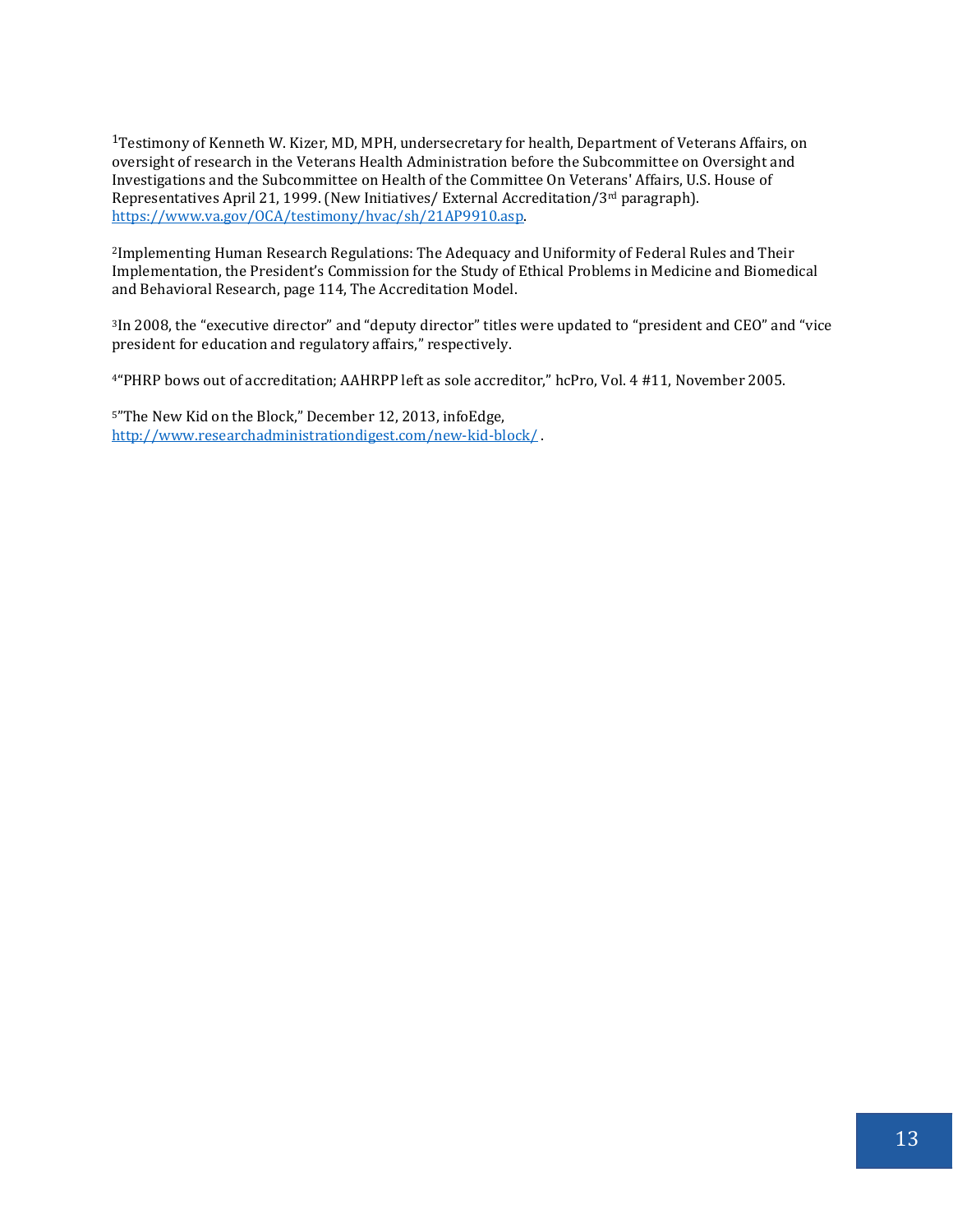[1]Testimony of Kenneth W. Kizer, MD, MPH, undersecretary for health, Department of Veterans Affairs, on oversight of research in the Veterans Health Administration before the Subcommittee on Oversight and Investigations and the Subcommittee on Health of the Committee On Veterans' Affairs, U.S. House of Representatives April 21, 1999. (New Initiatives/ External Accreditation/3rd paragraph). https://www.va.gov/OCA/testimony/hvac/sh/21AP9910.asp.

[2]Implementing Human Research Regulations: The Adequacy and Uniformity of Federal Rules and Their Implementation, the President's Commission for the Study of Ethical Problems in Medicine and Biomedical and Behavioral Research, page 114, The Accreditation Model.

[3]In 2008, the "executive director" and "deputy director" titles were updated to "president and CEO" and "vice president for education and regulatory affairs," respectively.

[4]"PHRP bows out of accreditation; AAHRPP left as sole accreditor," hcPro, Vol. 4 #11, November 2005.

[5]"The New Kid on the Block," December 12, 2013, infoEdge, http://www.researchadministrationdigest.com/new-kid-block/ .